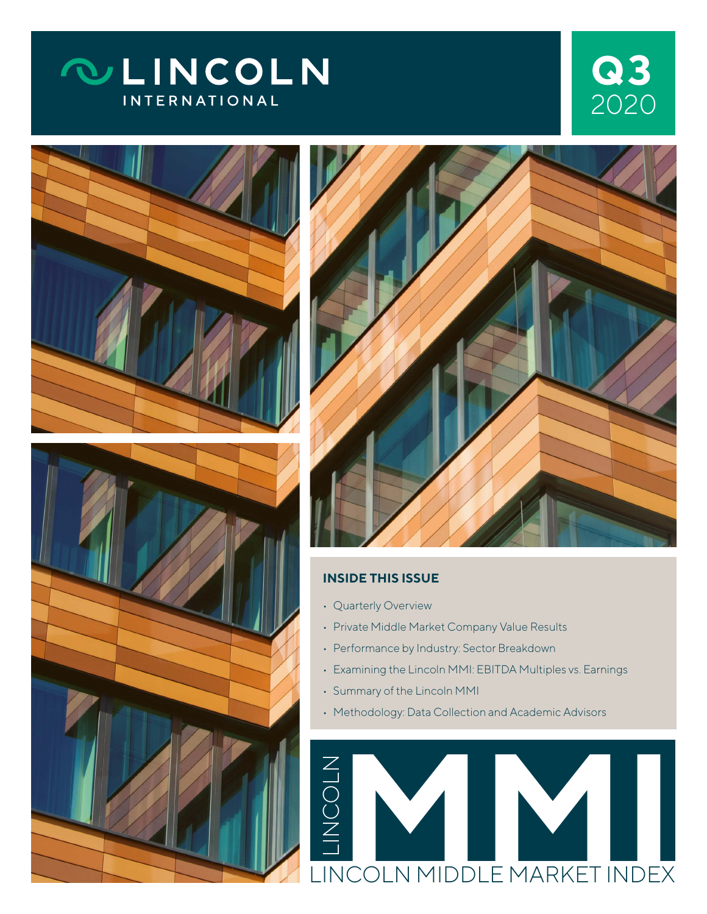# LINCOLN INTERNATIONAL

**Q3** 2020

### INSIDE THIS ISSUE

- Quarterly Overview
- Private Middle Market Company Value Results
- Performance by Industry: Sector Breakdown
- Examining the Lincoln MMI: EBITDA Multiples vs. Earnings
- Summary of the Lincoln MMI
- Methodology: Data Collection and Academic Advisors

# LINCOLN MMI

LINCOLN MIDDLE MARKET INDEX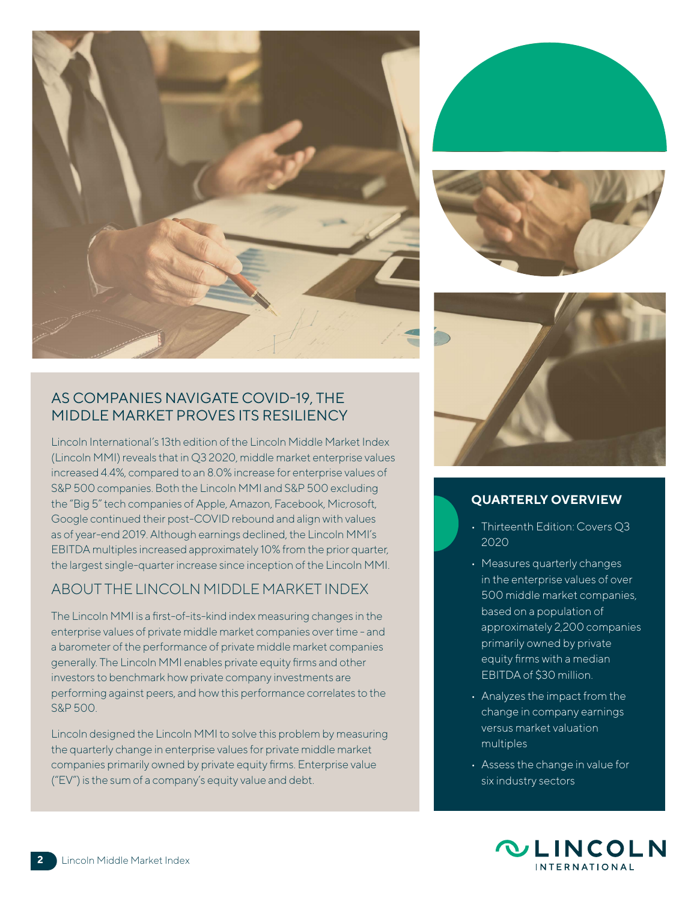## AS COMPANIES NAVIGATE COVID-19, THE MIDDLE MARKET PROVES ITS RESILIENCY

Lincoln International's 13th edition of the Lincoln Middle Market Index (Lincoln MMI) reveals that in Q3 2020, middle market enterprise values increased 4.4%, compared to an 8.0% increase for enterprise values of S&P 500 companies. Both the Lincoln MMI and S&P 500 excluding the "Big 5" tech companies of Apple, Amazon, Facebook, Microsoft, Google continued their post-COVID rebound and align with values as of year-end 2019. Although earnings declined, the Lincoln MMI's EBITDA multiples increased approximately 10% from the prior quarter, the largest single-quarter increase since inception of the Lincoln MMI.

## ABOUT THE LINCOLN MIDDLE MARKET INDEX

The Lincoln MMI is a first-of-its-kind index measuring changes in the enterprise values of private middle market companies over time – and a barometer of the performance of private middle market companies generally. The Lincoln MMI enables private equity firms and other investors to benchmark how private company investments are performing against peers, and how this performance correlates to the S&P 500.

Lincoln designed the Lincoln MMI to solve this problem by measuring the quarterly change in enterprise values for private middle market companies primarily owned by private equity firms. Enterprise value ("EV") is the sum of a company's equity value and debt.

### QUARTERLY OVERVIEW

- Thirteenth Edition: Covers Q3 2020
- Measures quarterly changes in the enterprise values of over 500 middle market companies, based on a population of approximately 2,200 companies primarily owned by private equity firms with a median EBITDA of $30 million.
- Analyzes the impact from the change in company earnings versus market valuation multiples
- Assess the change in value for six industry sectors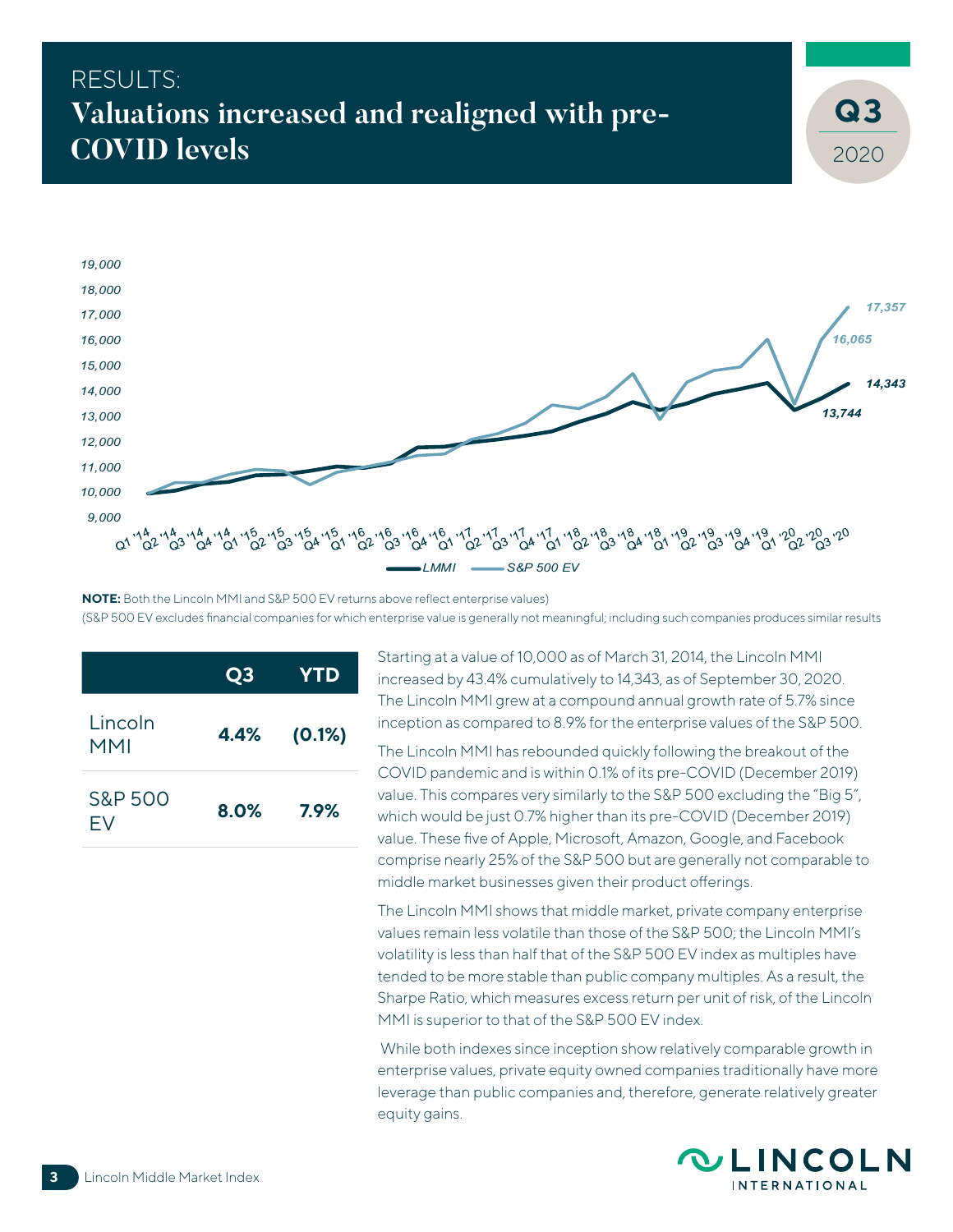RESULTS:

# Valuations increased and realigned with pre-COVID levels

**Q3** 2020

**NOTE:** Both the Lincoln MMI and S&P 500 EV returns above reflect enterprise values)
(S&P 500 EV excludes financial companies for which enterprise value is generally not meaningful; including such companies produces similar results

| | Q3 | YTD |
|---|---|---|
| Lincoln MMI | **4.4%** | **(0.1%)** |
| S&P 500 EV | **8.0%** | **7.9%** |

Starting at a value of 10,000 as of March 31, 2014, the Lincoln MMI increased by 43.4% cumulatively to 14,343, as of September 30, 2020. The Lincoln MMI grew at a compound annual growth rate of 5.7% since inception as compared to 8.9% for the enterprise values of the S&P 500.

The Lincoln MMI has rebounded quickly following the breakout of the COVID pandemic and is within 0.1% of its pre-COVID (December 2019) value. This compares very similarly to the S&P 500 excluding the "Big 5", which would be just 0.7% higher than its pre-COVID (December 2019) value. These five of Apple, Microsoft, Amazon, Google, and Facebook comprise nearly 25% of the S&P 500 but are generally not comparable to middle market businesses given their product offerings.

The Lincoln MMI shows that middle market, private company enterprise values remain less volatile than those of the S&P 500; the Lincoln MMI's volatility is less than half that of the S&P 500 EV index as multiples have tended to be more stable than public company multiples. As a result, the Sharpe Ratio, which measures excess return per unit of risk, of the Lincoln MMI is superior to that of the S&P 500 EV index.

While both indexes since inception show relatively comparable growth in enterprise values, private equity owned companies traditionally have more leverage than public companies and, therefore, generate relatively greater equity gains.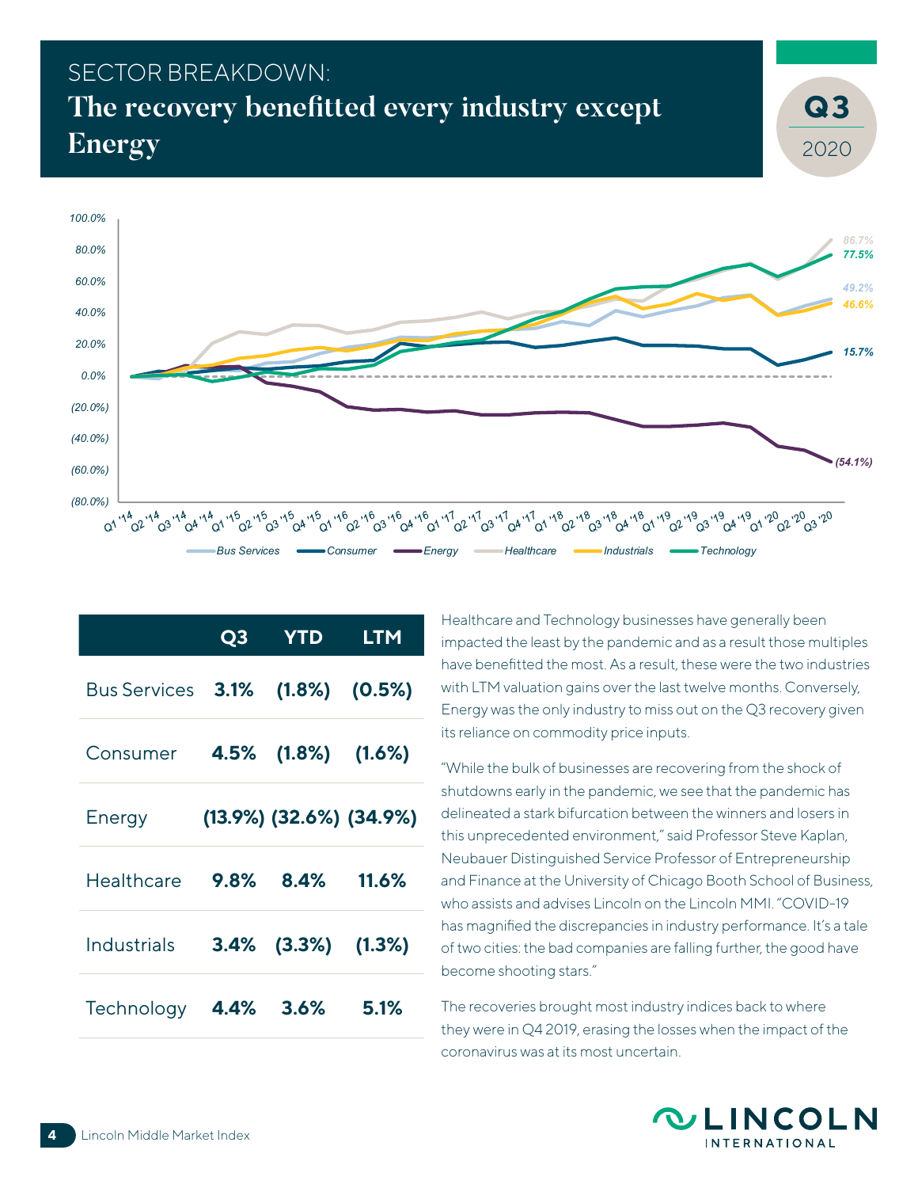# SECTOR BREAKDOWN:
## The recovery benefitted every industry except Energy

**Q3** 2020

|  | Q3 | YTD | LTM |
|---|---|---|---|
| Bus Services | 3.1% | (1.8%) | (0.5%) |
| Consumer | 4.5% | (1.8%) | (1.6%) |
| Energy | (13.9%) | (32.6%) | (34.9%) |
| Healthcare | 9.8% | 8.4% | 11.6% |
| Industrials | 3.4% | (3.3%) | (1.3%) |
| Technology | 4.4% | 3.6% | 5.1% |

Healthcare and Technology businesses have generally been impacted the least by the pandemic and as a result those multiples have benefitted the most. As a result, these were the two industries with LTM valuation gains over the last twelve months. Conversely, Energy was the only industry to miss out on the Q3 recovery given its reliance on commodity price inputs.

"While the bulk of businesses are recovering from the shock of shutdowns early in the pandemic, we see that the pandemic has delineated a stark bifurcation between the winners and losers in this unprecedented environment," said Professor Steve Kaplan, Neubauer Distinguished Service Professor of Entrepreneurship and Finance at the University of Chicago Booth School of Business, who assists and advises Lincoln on the Lincoln MMI. "COVID-19 has magnified the discrepancies in industry performance. It's a tale of two cities: the bad companies are falling further, the good have become shooting stars."

The recoveries brought most industry indices back to where they were in Q4 2019, erasing the losses when the impact of the coronavirus was at its most uncertain.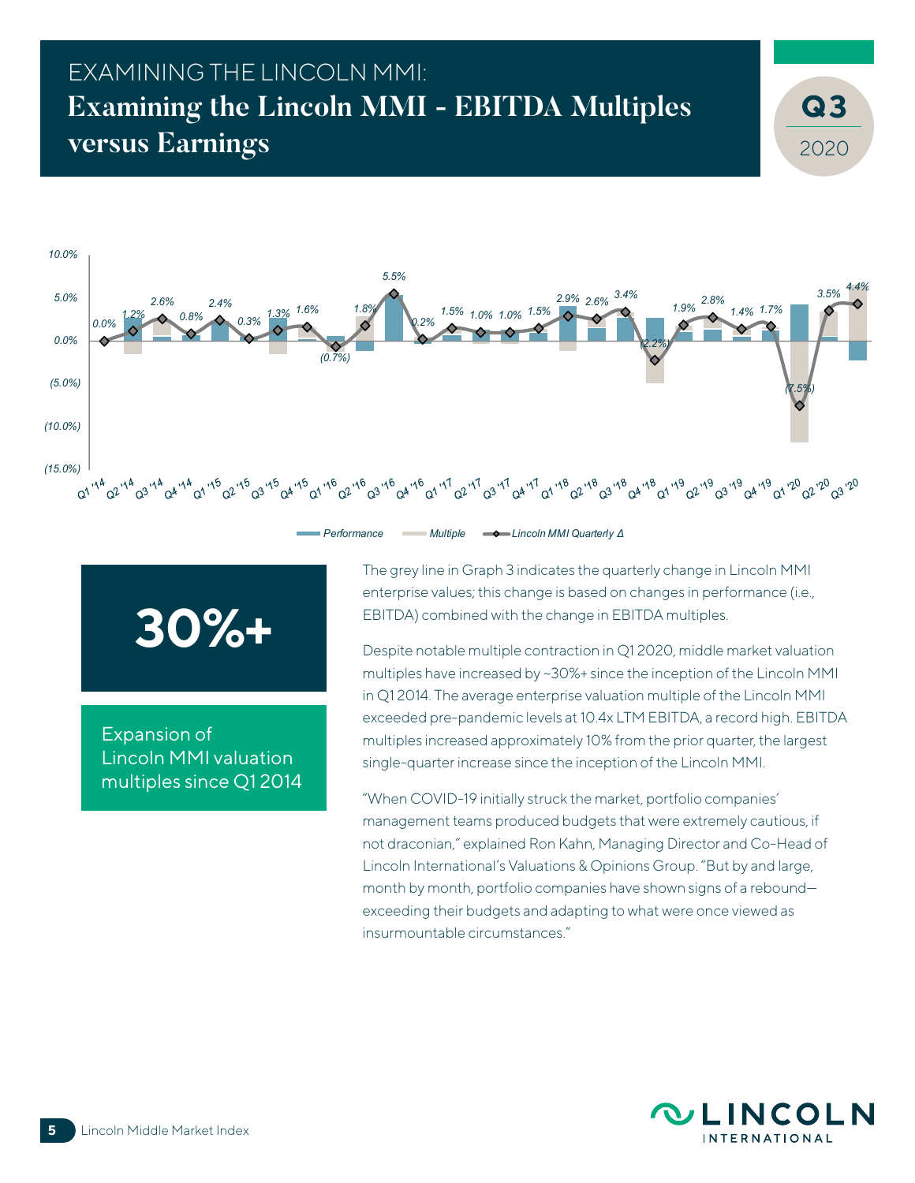# EXAMINING THE LINCOLN MMI:

## Examining the Lincoln MMI - EBITDA Multiples versus Earnings

**Q3** 2020

| Quarter | Lincoln MMI Quarterly Δ |
|---|---|
| Q1 '14 | 0.0% |
| Q2 '14 | 1.2% |
| Q3 '14 | 2.6% |
| Q4 '14 | 0.8% |
| Q1 '15 | 2.4% |
| Q2 '15 | 0.3% |
| Q3 '15 | 1.3% |
| Q4 '15 | 1.6% |
| Q1 '16 | (0.7%) |
| Q2 '16 | 1.8% |
| Q3 '16 | 5.5% |
| Q4 '16 | 0.2% |
| Q1 '17 | 1.5% |
| Q2 '17 | 1.0% |
| Q3 '17 | 1.0% |
| Q4 '17 | 1.5% |
| Q1 '18 | 2.9% |
| Q2 '18 | 2.6% |
| Q3 '18 | 3.4% |
| Q4 '18 | (2.2%) |
| Q1 '19 | 1.9% |
| Q2 '19 | 2.8% |
| Q3 '19 | 1.4% |
| Q4 '19 | 1.7% |
| Q1 '20 | (7.5%) |
| Q2 '20 | 3.5% |
| Q3 '20 | 4.4% |

Performance | Multiple | Lincoln MMI Quarterly Δ

**30%+**

Expansion of Lincoln MMI valuation multiples since Q1 2014

The grey line in Graph 3 indicates the quarterly change in Lincoln MMI enterprise values; this change is based on changes in performance (i.e., EBITDA) combined with the change in EBITDA multiples.

Despite notable multiple contraction in Q1 2020, middle market valuation multiples have increased by ~30%+ since the inception of the Lincoln MMI in Q1 2014. The average enterprise valuation multiple of the Lincoln MMI exceeded pre-pandemic levels at 10.4x LTM EBITDA, a record high. EBITDA multiples increased approximately 10% from the prior quarter, the largest single-quarter increase since the inception of the Lincoln MMI.

"When COVID-19 initially struck the market, portfolio companies' management teams produced budgets that were extremely cautious, if not draconian," explained Ron Kahn, Managing Director and Co-Head of Lincoln International's Valuations & Opinions Group. "But by and large, month by month, portfolio companies have shown signs of a rebound—exceeding their budgets and adapting to what were once viewed as insurmountable circumstances."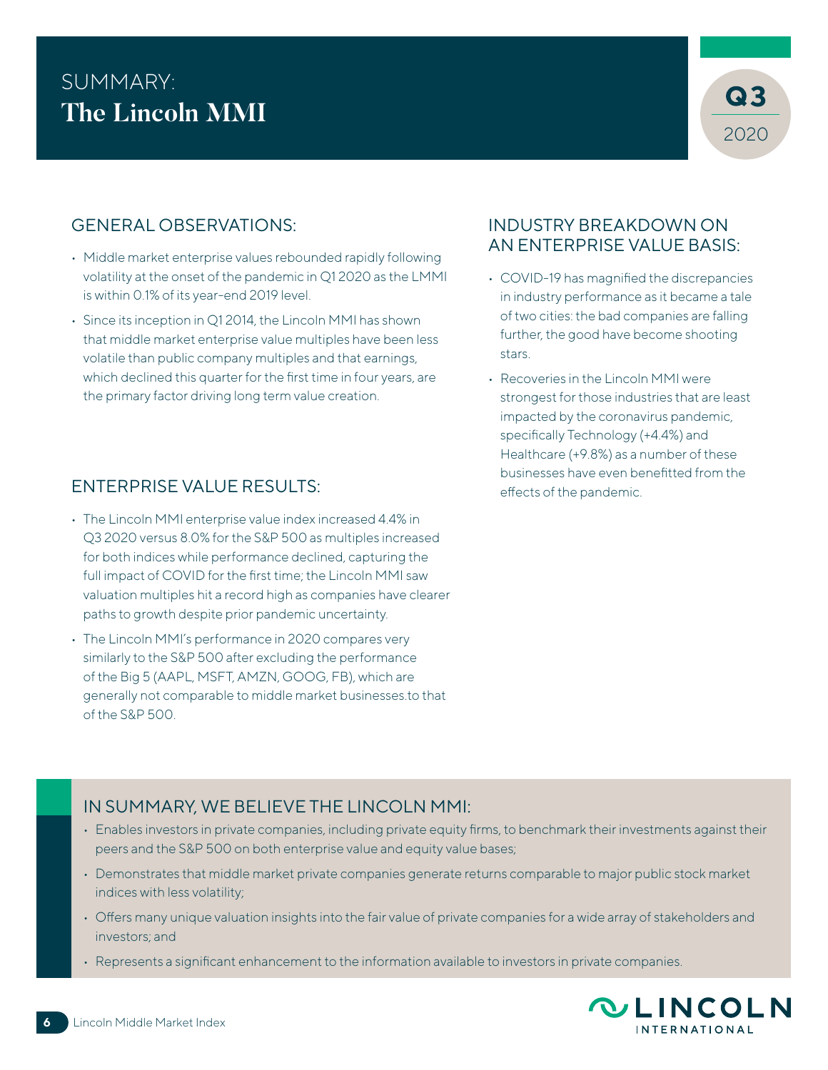# SUMMARY: The Lincoln MMI

**Q3** 2020

## GENERAL OBSERVATIONS:

- Middle market enterprise values rebounded rapidly following volatility at the onset of the pandemic in Q1 2020 as the LMMI is within 0.1% of its year-end 2019 level.
- Since its inception in Q1 2014, the Lincoln MMI has shown that middle market enterprise value multiples have been less volatile than public company multiples and that earnings, which declined this quarter for the first time in four years, are the primary factor driving long term value creation.

## ENTERPRISE VALUE RESULTS:

- The Lincoln MMI enterprise value index increased 4.4% in Q3 2020 versus 8.0% for the S&P 500 as multiples increased for both indices while performance declined, capturing the full impact of COVID for the first time; the Lincoln MMI saw valuation multiples hit a record high as companies have clearer paths to growth despite prior pandemic uncertainty.
- The Lincoln MMI's performance in 2020 compares very similarly to the S&P 500 after excluding the performance of the Big 5 (AAPL, MSFT, AMZN, GOOG, FB), which are generally not comparable to middle market businesses.to that of the S&P 500.

## INDUSTRY BREAKDOWN ON AN ENTERPRISE VALUE BASIS:

- COVID-19 has magnified the discrepancies in industry performance as it became a tale of two cities: the bad companies are falling further, the good have become shooting stars.
- Recoveries in the Lincoln MMI were strongest for those industries that are least impacted by the coronavirus pandemic, specifically Technology (+4.4%) and Healthcare (+9.8%) as a number of these businesses have even benefitted from the effects of the pandemic.

## IN SUMMARY, WE BELIEVE THE LINCOLN MMI:

- Enables investors in private companies, including private equity firms, to benchmark their investments against their peers and the S&P 500 on both enterprise value and equity value bases;
- Demonstrates that middle market private companies generate returns comparable to major public stock market indices with less volatility;
- Offers many unique valuation insights into the fair value of private companies for a wide array of stakeholders and investors; and
- Represents a significant enhancement to the information available to investors in private companies.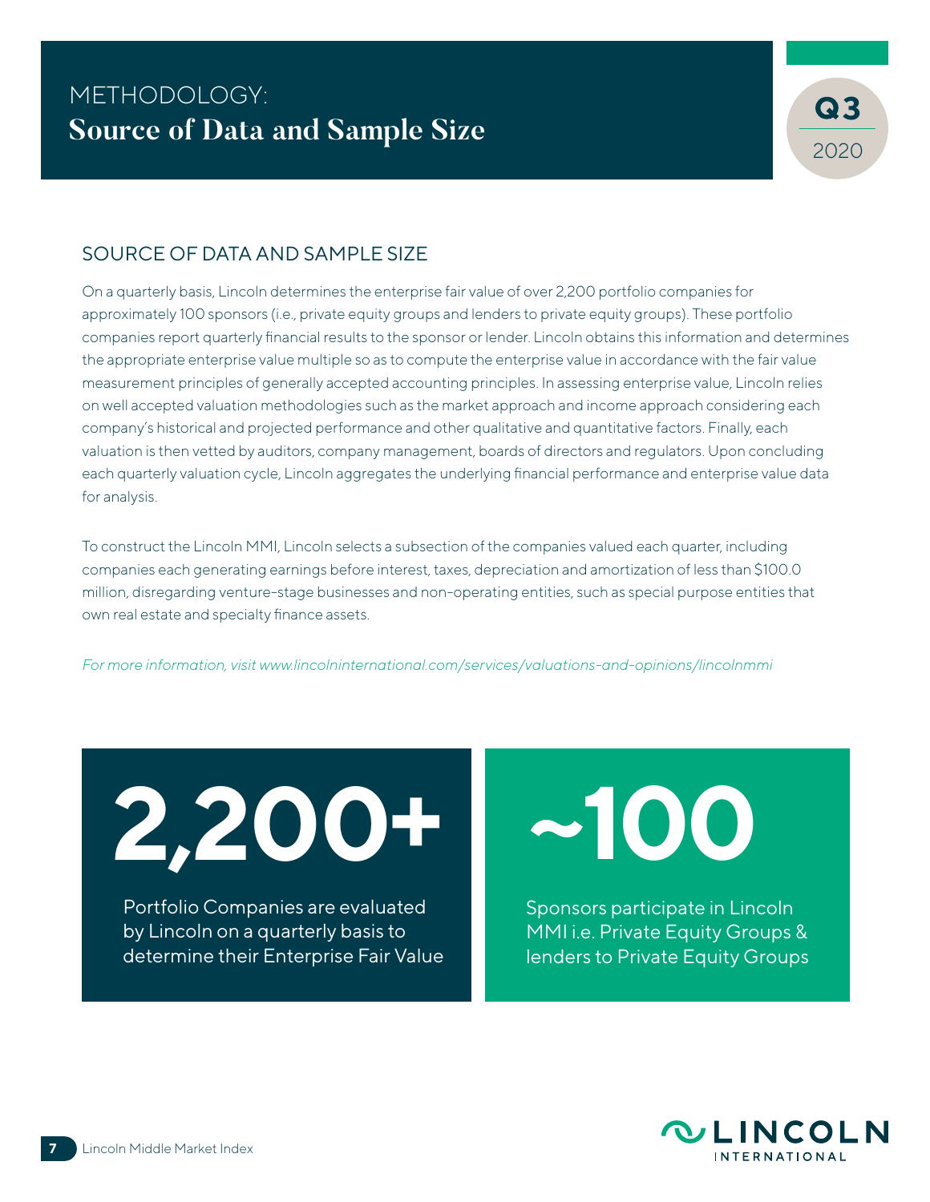# METHODOLOGY:
# Source of Data and Sample Size

Q3 2020

## SOURCE OF DATA AND SAMPLE SIZE

On a quarterly basis, Lincoln determines the enterprise fair value of over 2,200 portfolio companies for approximately 100 sponsors (i.e., private equity groups and lenders to private equity groups). These portfolio companies report quarterly financial results to the sponsor or lender. Lincoln obtains this information and determines the appropriate enterprise value multiple so as to compute the enterprise value in accordance with the fair value measurement principles of generally accepted accounting principles. In assessing enterprise value, Lincoln relies on well accepted valuation methodologies such as the market approach and income approach considering each company's historical and projected performance and other qualitative and quantitative factors. Finally, each valuation is then vetted by auditors, company management, boards of directors and regulators. Upon concluding each quarterly valuation cycle, Lincoln aggregates the underlying financial performance and enterprise value data for analysis.

To construct the Lincoln MMI, Lincoln selects a subsection of the companies valued each quarter, including companies each generating earnings before interest, taxes, depreciation and amortization of less than $100.0 million, disregarding venture-stage businesses and non-operating entities, such as special purpose entities that own real estate and specialty finance assets.

*For more information, visit www.lincolninternational.com/services/valuations-and-opinions/lincolnmmi*

**2,200+**

Portfolio Companies are evaluated by Lincoln on a quarterly basis to determine their Enterprise Fair Value

**~100**

Sponsors participate in Lincoln MMI i.e. Private Equity Groups & lenders to Private Equity Groups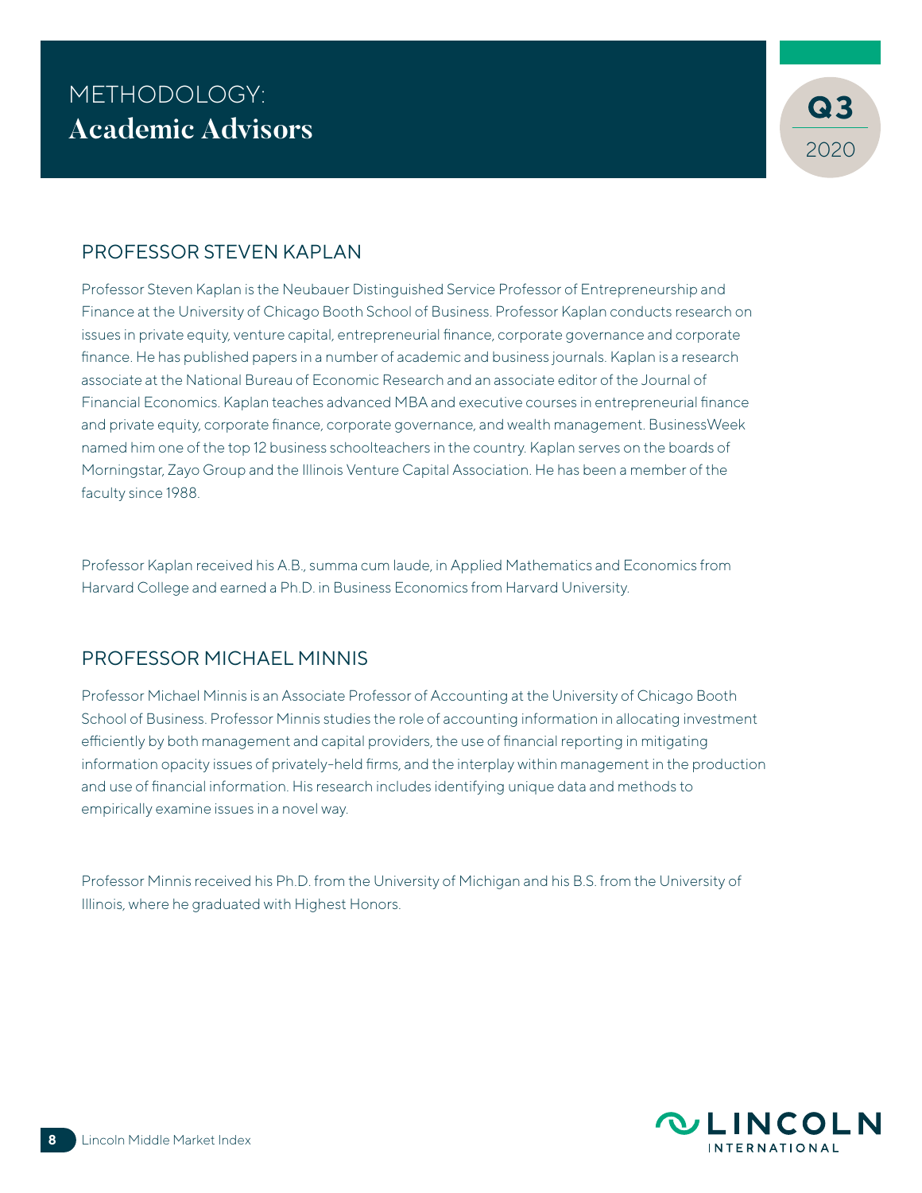# METHODOLOGY: **Academic Advisors**

Q3 2020

## PROFESSOR STEVEN KAPLAN

Professor Steven Kaplan is the Neubauer Distinguished Service Professor of Entrepreneurship and Finance at the University of Chicago Booth School of Business. Professor Kaplan conducts research on issues in private equity, venture capital, entrepreneurial finance, corporate governance and corporate finance. He has published papers in a number of academic and business journals. Kaplan is a research associate at the National Bureau of Economic Research and an associate editor of the Journal of Financial Economics. Kaplan teaches advanced MBA and executive courses in entrepreneurial finance and private equity, corporate finance, corporate governance, and wealth management. BusinessWeek named him one of the top 12 business schoolteachers in the country. Kaplan serves on the boards of Morningstar, Zayo Group and the Illinois Venture Capital Association. He has been a member of the faculty since 1988.

Professor Kaplan received his A.B., summa cum laude, in Applied Mathematics and Economics from Harvard College and earned a Ph.D. in Business Economics from Harvard University.

## PROFESSOR MICHAEL MINNIS

Professor Michael Minnis is an Associate Professor of Accounting at the University of Chicago Booth School of Business. Professor Minnis studies the role of accounting information in allocating investment efficiently by both management and capital providers, the use of financial reporting in mitigating information opacity issues of privately-held firms, and the interplay within management in the production and use of financial information. His research includes identifying unique data and methods to empirically examine issues in a novel way.

Professor Minnis received his Ph.D. from the University of Michigan and his B.S. from the University of Illinois, where he graduated with Highest Honors.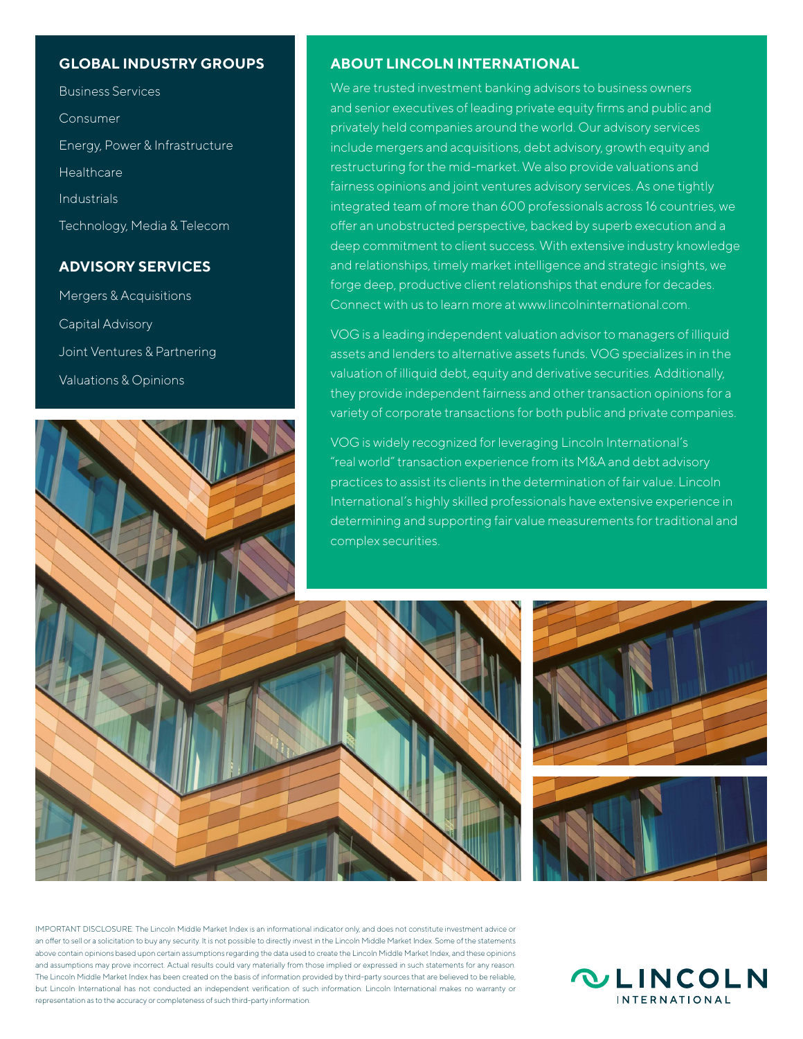## GLOBAL INDUSTRY GROUPS

Business Services

Consumer

Energy, Power & Infrastructure

Healthcare

Industrials

Technology, Media & Telecom

## ADVISORY SERVICES

Mergers & Acquisitions

Capital Advisory

Joint Ventures & Partnering

Valuations & Opinions

## ABOUT LINCOLN INTERNATIONAL

We are trusted investment banking advisors to business owners and senior executives of leading private equity firms and public and privately held companies around the world. Our advisory services include mergers and acquisitions, debt advisory, growth equity and restructuring for the mid-market. We also provide valuations and fairness opinions and joint ventures advisory services. As one tightly integrated team of more than 600 professionals across 16 countries, we offer an unobstructed perspective, backed by superb execution and a deep commitment to client success. With extensive industry knowledge and relationships, timely market intelligence and strategic insights, we forge deep, productive client relationships that endure for decades. Connect with us to learn more at www.lincolninternational.com.

VOG is a leading independent valuation advisor to managers of illiquid assets and lenders to alternative assets funds. VOG specializes in in the valuation of illiquid debt, equity and derivative securities. Additionally, they provide independent fairness and other transaction opinions for a variety of corporate transactions for both public and private companies.

VOG is widely recognized for leveraging Lincoln International's "real world" transaction experience from its M&A and debt advisory practices to assist its clients in the determination of fair value. Lincoln International's highly skilled professionals have extensive experience in determining and supporting fair value measurements for traditional and complex securities.

IMPORTANT DISCLOSURE. The Lincoln Middle Market Index is an informational indicator only, and does not constitute investment advice or an offer to sell or a solicitation to buy any security. It is not possible to directly invest in the Lincoln Middle Market Index. Some of the statements above contain opinions based upon certain assumptions regarding the data used to create the Lincoln Middle Market Index, and these opinions and assumptions may prove incorrect. Actual results could vary materially from those implied or expressed in such statements for any reason. The Lincoln Middle Market Index has been created on the basis of information provided by third-party sources that are believed to be reliable, but Lincoln International has not conducted an independent verification of such information. Lincoln International makes no warranty or representation as to the accuracy or completeness of such third-party information.

LINCOLN INTERNATIONAL